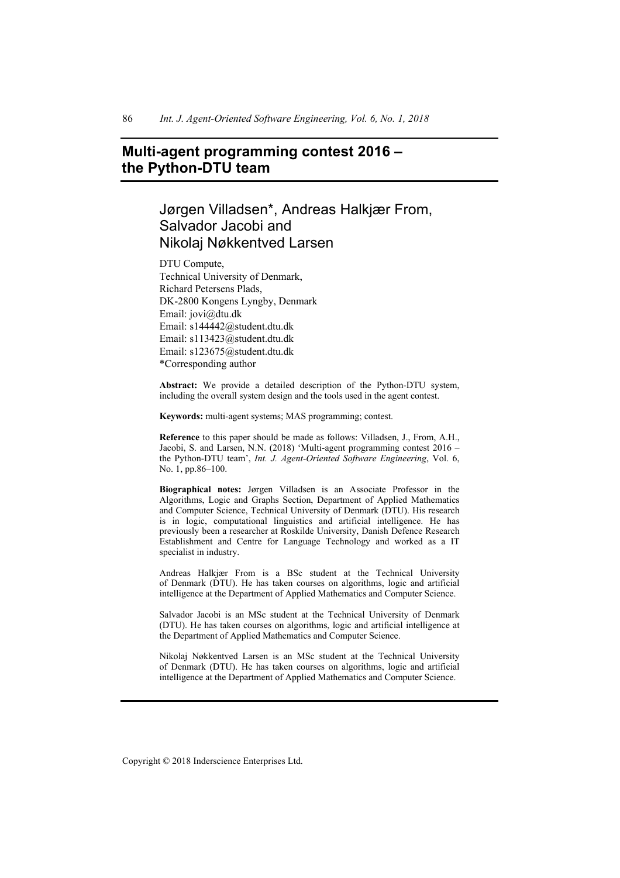# Multi-agent programming contest 2016 – the Python-DTU team

## Jørgen Villadsen*, Andreas Halkjær From, Salvador Jacobi and Nikolaj Nøkkentved Larsen

DTU Compute,
Technical University of Denmark,
Richard Petersens Plads,
DK-2800 Kongens Lyngby, Denmark
Email: jovi@dtu.dk
Email: s144442@student.dtu.dk
Email: s113423@student.dtu.dk
Email: s123675@student.dtu.dk
*Corresponding author

**Abstract:** We provide a detailed description of the Python-DTU system, including the overall system design and the tools used in the agent contest.

**Keywords:** multi-agent systems; MAS programming; contest.

**Reference** to this paper should be made as follows: Villadsen, J., From, A.H., Jacobi, S. and Larsen, N.N. (2018) 'Multi-agent programming contest 2016 – the Python-DTU team', *Int. J. Agent-Oriented Software Engineering*, Vol. 6, No. 1, pp.86–100.

**Biographical notes:** Jørgen Villadsen is an Associate Professor in the Algorithms, Logic and Graphs Section, Department of Applied Mathematics and Computer Science, Technical University of Denmark (DTU). His research is in logic, computational linguistics and artificial intelligence. He has previously been a researcher at Roskilde University, Danish Defence Research Establishment and Centre for Language Technology and worked as a IT specialist in industry.

Andreas Halkjær From is a BSc student at the Technical University of Denmark (DTU). He has taken courses on algorithms, logic and artificial intelligence at the Department of Applied Mathematics and Computer Science.

Salvador Jacobi is an MSc student at the Technical University of Denmark (DTU). He has taken courses on algorithms, logic and artificial intelligence at the Department of Applied Mathematics and Computer Science.

Nikolaj Nøkkentved Larsen is an MSc student at the Technical University of Denmark (DTU). He has taken courses on algorithms, logic and artificial intelligence at the Department of Applied Mathematics and Computer Science.

Copyright © 2018 Inderscience Enterprises Ltd.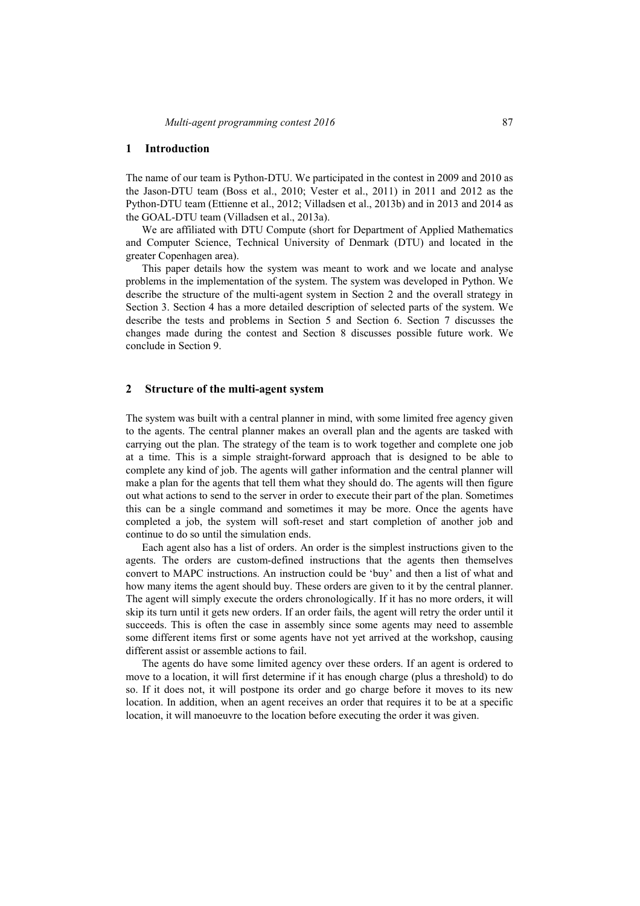## 1 Introduction

The name of our team is Python-DTU. We participated in the contest in 2009 and 2010 as the Jason-DTU team (Boss et al., 2010; Vester et al., 2011) in 2011 and 2012 as the Python-DTU team (Ettienne et al., 2012; Villadsen et al., 2013b) and in 2013 and 2014 as the GOAL-DTU team (Villadsen et al., 2013a).

We are affiliated with DTU Compute (short for Department of Applied Mathematics and Computer Science, Technical University of Denmark (DTU) and located in the greater Copenhagen area).

This paper details how the system was meant to work and we locate and analyse problems in the implementation of the system. The system was developed in Python. We describe the structure of the multi-agent system in Section 2 and the overall strategy in Section 3. Section 4 has a more detailed description of selected parts of the system. We describe the tests and problems in Section 5 and Section 6. Section 7 discusses the changes made during the contest and Section 8 discusses possible future work. We conclude in Section 9.

## 2 Structure of the multi-agent system

The system was built with a central planner in mind, with some limited free agency given to the agents. The central planner makes an overall plan and the agents are tasked with carrying out the plan. The strategy of the team is to work together and complete one job at a time. This is a simple straight-forward approach that is designed to be able to complete any kind of job. The agents will gather information and the central planner will make a plan for the agents that tell them what they should do. The agents will then figure out what actions to send to the server in order to execute their part of the plan. Sometimes this can be a single command and sometimes it may be more. Once the agents have completed a job, the system will soft-reset and start completion of another job and continue to do so until the simulation ends.

Each agent also has a list of orders. An order is the simplest instructions given to the agents. The orders are custom-defined instructions that the agents then themselves convert to MAPC instructions. An instruction could be 'buy' and then a list of what and how many items the agent should buy. These orders are given to it by the central planner. The agent will simply execute the orders chronologically. If it has no more orders, it will skip its turn until it gets new orders. If an order fails, the agent will retry the order until it succeeds. This is often the case in assembly since some agents may need to assemble some different items first or some agents have not yet arrived at the workshop, causing different assist or assemble actions to fail.

The agents do have some limited agency over these orders. If an agent is ordered to move to a location, it will first determine if it has enough charge (plus a threshold) to do so. If it does not, it will postpone its order and go charge before it moves to its new location. In addition, when an agent receives an order that requires it to be at a specific location, it will manoeuvre to the location before executing the order it was given.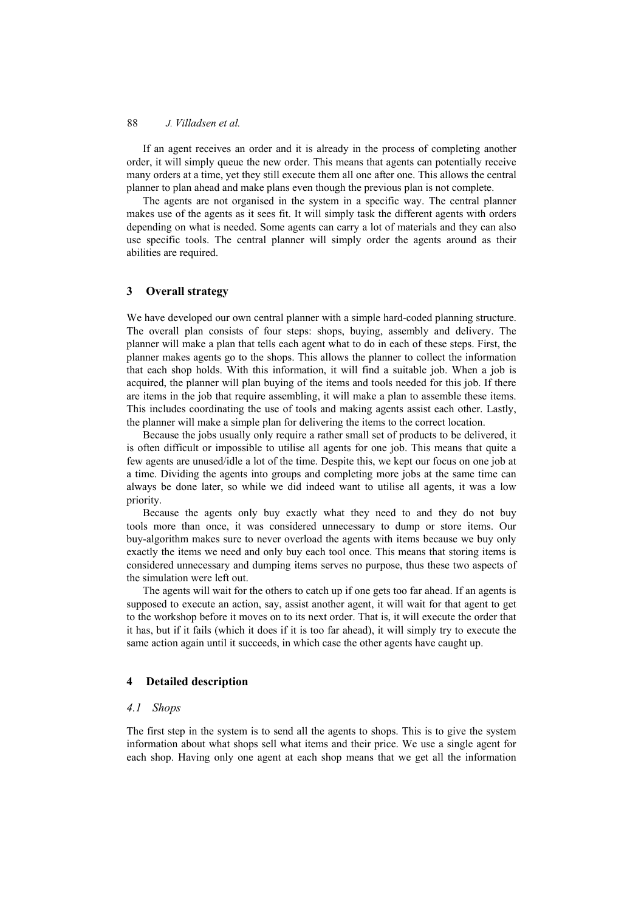If an agent receives an order and it is already in the process of completing another order, it will simply queue the new order. This means that agents can potentially receive many orders at a time, yet they still execute them all one after one. This allows the central planner to plan ahead and make plans even though the previous plan is not complete.

The agents are not organised in the system in a specific way. The central planner makes use of the agents as it sees fit. It will simply task the different agents with orders depending on what is needed. Some agents can carry a lot of materials and they can also use specific tools. The central planner will simply order the agents around as their abilities are required.

## 3 Overall strategy

We have developed our own central planner with a simple hard-coded planning structure. The overall plan consists of four steps: shops, buying, assembly and delivery. The planner will make a plan that tells each agent what to do in each of these steps. First, the planner makes agents go to the shops. This allows the planner to collect the information that each shop holds. With this information, it will find a suitable job. When a job is acquired, the planner will plan buying of the items and tools needed for this job. If there are items in the job that require assembling, it will make a plan to assemble these items. This includes coordinating the use of tools and making agents assist each other. Lastly, the planner will make a simple plan for delivering the items to the correct location.

Because the jobs usually only require a rather small set of products to be delivered, it is often difficult or impossible to utilise all agents for one job. This means that quite a few agents are unused/idle a lot of the time. Despite this, we kept our focus on one job at a time. Dividing the agents into groups and completing more jobs at the same time can always be done later, so while we did indeed want to utilise all agents, it was a low priority.

Because the agents only buy exactly what they need to and they do not buy tools more than once, it was considered unnecessary to dump or store items. Our buy-algorithm makes sure to never overload the agents with items because we buy only exactly the items we need and only buy each tool once. This means that storing items is considered unnecessary and dumping items serves no purpose, thus these two aspects of the simulation were left out.

The agents will wait for the others to catch up if one gets too far ahead. If an agents is supposed to execute an action, say, assist another agent, it will wait for that agent to get to the workshop before it moves on to its next order. That is, it will execute the order that it has, but if it fails (which it does if it is too far ahead), it will simply try to execute the same action again until it succeeds, in which case the other agents have caught up.

## 4 Detailed description

### *4.1 Shops*

The first step in the system is to send all the agents to shops. This is to give the system information about what shops sell what items and their price. We use a single agent for each shop. Having only one agent at each shop means that we get all the information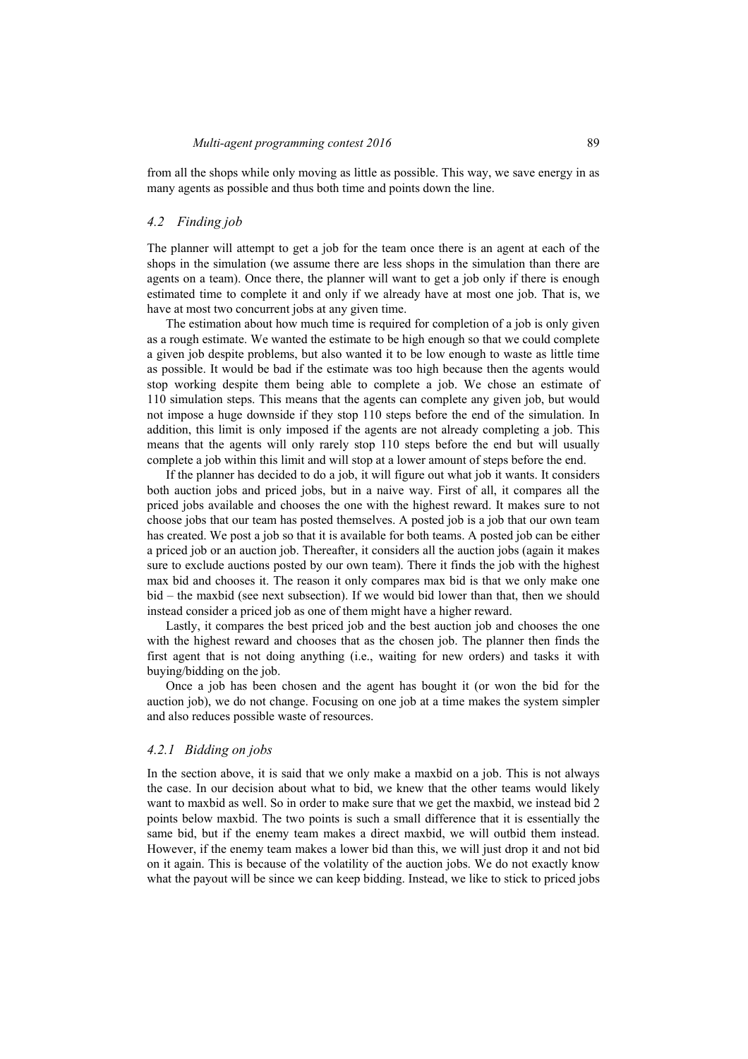from all the shops while only moving as little as possible. This way, we save energy in as many agents as possible and thus both time and points down the line.

### *4.2 Finding job*

The planner will attempt to get a job for the team once there is an agent at each of the shops in the simulation (we assume there are less shops in the simulation than there are agents on a team). Once there, the planner will want to get a job only if there is enough estimated time to complete it and only if we already have at most one job. That is, we have at most two concurrent jobs at any given time.

The estimation about how much time is required for completion of a job is only given as a rough estimate. We wanted the estimate to be high enough so that we could complete a given job despite problems, but also wanted it to be low enough to waste as little time as possible. It would be bad if the estimate was too high because then the agents would stop working despite them being able to complete a job. We chose an estimate of 110 simulation steps. This means that the agents can complete any given job, but would not impose a huge downside if they stop 110 steps before the end of the simulation. In addition, this limit is only imposed if the agents are not already completing a job. This means that the agents will only rarely stop 110 steps before the end but will usually complete a job within this limit and will stop at a lower amount of steps before the end.

If the planner has decided to do a job, it will figure out what job it wants. It considers both auction jobs and priced jobs, but in a naive way. First of all, it compares all the priced jobs available and chooses the one with the highest reward. It makes sure to not choose jobs that our team has posted themselves. A posted job is a job that our own team has created. We post a job so that it is available for both teams. A posted job can be either a priced job or an auction job. Thereafter, it considers all the auction jobs (again it makes sure to exclude auctions posted by our own team). There it finds the job with the highest max bid and chooses it. The reason it only compares max bid is that we only make one bid – the maxbid (see next subsection). If we would bid lower than that, then we should instead consider a priced job as one of them might have a higher reward.

Lastly, it compares the best priced job and the best auction job and chooses the one with the highest reward and chooses that as the chosen job. The planner then finds the first agent that is not doing anything (i.e., waiting for new orders) and tasks it with buying/bidding on the job.

Once a job has been chosen and the agent has bought it (or won the bid for the auction job), we do not change. Focusing on one job at a time makes the system simpler and also reduces possible waste of resources.

#### *4.2.1 Bidding on jobs*

In the section above, it is said that we only make a maxbid on a job. This is not always the case. In our decision about what to bid, we knew that the other teams would likely want to maxbid as well. So in order to make sure that we get the maxbid, we instead bid 2 points below maxbid. The two points is such a small difference that it is essentially the same bid, but if the enemy team makes a direct maxbid, we will outbid them instead. However, if the enemy team makes a lower bid than this, we will just drop it and not bid on it again. This is because of the volatility of the auction jobs. We do not exactly know what the payout will be since we can keep bidding. Instead, we like to stick to priced jobs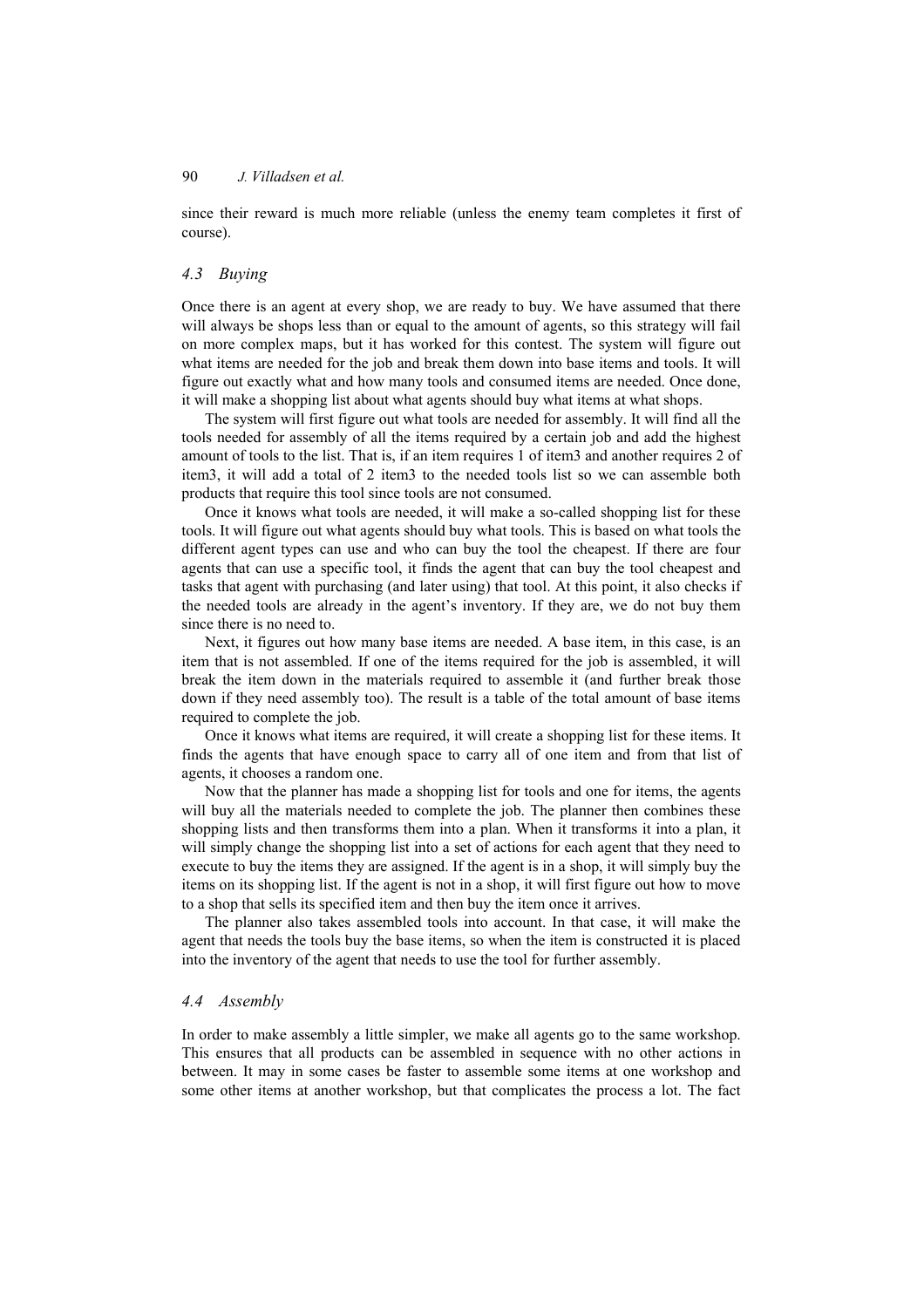since their reward is much more reliable (unless the enemy team completes it first of course).

### *4.3 Buying*

Once there is an agent at every shop, we are ready to buy. We have assumed that there will always be shops less than or equal to the amount of agents, so this strategy will fail on more complex maps, but it has worked for this contest. The system will figure out what items are needed for the job and break them down into base items and tools. It will figure out exactly what and how many tools and consumed items are needed. Once done, it will make a shopping list about what agents should buy what items at what shops.

The system will first figure out what tools are needed for assembly. It will find all the tools needed for assembly of all the items required by a certain job and add the highest amount of tools to the list. That is, if an item requires 1 of item3 and another requires 2 of item3, it will add a total of 2 item3 to the needed tools list so we can assemble both products that require this tool since tools are not consumed.

Once it knows what tools are needed, it will make a so-called shopping list for these tools. It will figure out what agents should buy what tools. This is based on what tools the different agent types can use and who can buy the tool the cheapest. If there are four agents that can use a specific tool, it finds the agent that can buy the tool cheapest and tasks that agent with purchasing (and later using) that tool. At this point, it also checks if the needed tools are already in the agent's inventory. If they are, we do not buy them since there is no need to.

Next, it figures out how many base items are needed. A base item, in this case, is an item that is not assembled. If one of the items required for the job is assembled, it will break the item down in the materials required to assemble it (and further break those down if they need assembly too). The result is a table of the total amount of base items required to complete the job.

Once it knows what items are required, it will create a shopping list for these items. It finds the agents that have enough space to carry all of one item and from that list of agents, it chooses a random one.

Now that the planner has made a shopping list for tools and one for items, the agents will buy all the materials needed to complete the job. The planner then combines these shopping lists and then transforms them into a plan. When it transforms it into a plan, it will simply change the shopping list into a set of actions for each agent that they need to execute to buy the items they are assigned. If the agent is in a shop, it will simply buy the items on its shopping list. If the agent is not in a shop, it will first figure out how to move to a shop that sells its specified item and then buy the item once it arrives.

The planner also takes assembled tools into account. In that case, it will make the agent that needs the tools buy the base items, so when the item is constructed it is placed into the inventory of the agent that needs to use the tool for further assembly.

### *4.4 Assembly*

In order to make assembly a little simpler, we make all agents go to the same workshop. This ensures that all products can be assembled in sequence with no other actions in between. It may in some cases be faster to assemble some items at one workshop and some other items at another workshop, but that complicates the process a lot. The fact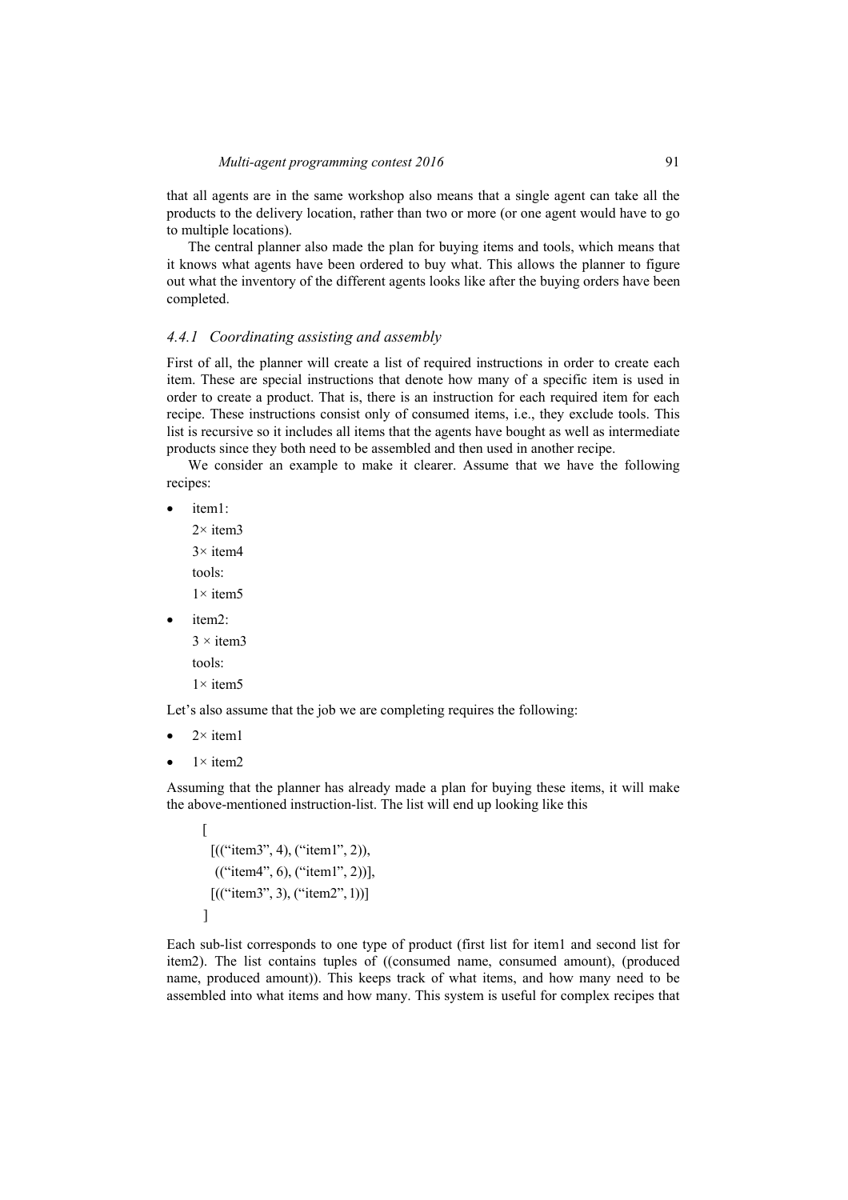that all agents are in the same workshop also means that a single agent can take all the products to the delivery location, rather than two or more (or one agent would have to go to multiple locations).

The central planner also made the plan for buying items and tools, which means that it knows what agents have been ordered to buy what. This allows the planner to figure out what the inventory of the different agents looks like after the buying orders have been completed.

### *4.4.1 Coordinating assisting and assembly*

First of all, the planner will create a list of required instructions in order to create each item. These are special instructions that denote how many of a specific item is used in order to create a product. That is, there is an instruction for each required item for each recipe. These instructions consist only of consumed items, i.e., they exclude tools. This list is recursive so it includes all items that the agents have bought as well as intermediate products since they both need to be assembled and then used in another recipe.

We consider an example to make it clearer. Assume that we have the following recipes:

- item1:

  2× item3

  3× item4

  tools:

  1× item5

- item2:

  3 × item3

  tools:

  1× item5

Let's also assume that the job we are completing requires the following:

- 2× item1
- 1× item2

Assuming that the planner has already made a plan for buying these items, it will make the above-mentioned instruction-list. The list will end up looking like this

```
[
  [(("item3", 4), ("item1", 2)),
   (("item4", 6), ("item1", 2))],
  [(("item3", 3), ("item2", 1))]
]
```

Each sub-list corresponds to one type of product (first list for item1 and second list for item2). The list contains tuples of ((consumed name, consumed amount), (produced name, produced amount)). This keeps track of what items, and how many need to be assembled into what items and how many. This system is useful for complex recipes that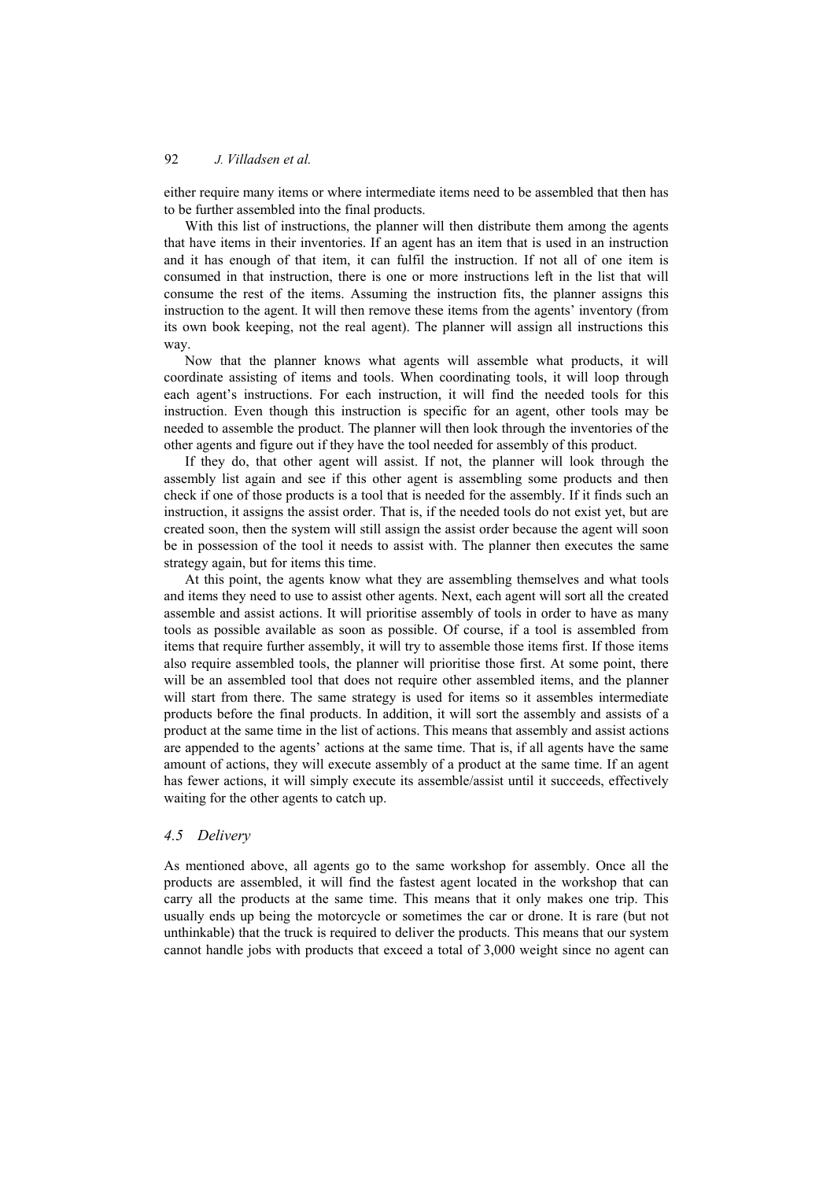either require many items or where intermediate items need to be assembled that then has to be further assembled into the final products.

With this list of instructions, the planner will then distribute them among the agents that have items in their inventories. If an agent has an item that is used in an instruction and it has enough of that item, it can fulfil the instruction. If not all of one item is consumed in that instruction, there is one or more instructions left in the list that will consume the rest of the items. Assuming the instruction fits, the planner assigns this instruction to the agent. It will then remove these items from the agents' inventory (from its own book keeping, not the real agent). The planner will assign all instructions this way.

Now that the planner knows what agents will assemble what products, it will coordinate assisting of items and tools. When coordinating tools, it will loop through each agent's instructions. For each instruction, it will find the needed tools for this instruction. Even though this instruction is specific for an agent, other tools may be needed to assemble the product. The planner will then look through the inventories of the other agents and figure out if they have the tool needed for assembly of this product.

If they do, that other agent will assist. If not, the planner will look through the assembly list again and see if this other agent is assembling some products and then check if one of those products is a tool that is needed for the assembly. If it finds such an instruction, it assigns the assist order. That is, if the needed tools do not exist yet, but are created soon, then the system will still assign the assist order because the agent will soon be in possession of the tool it needs to assist with. The planner then executes the same strategy again, but for items this time.

At this point, the agents know what they are assembling themselves and what tools and items they need to use to assist other agents. Next, each agent will sort all the created assemble and assist actions. It will prioritise assembly of tools in order to have as many tools as possible available as soon as possible. Of course, if a tool is assembled from items that require further assembly, it will try to assemble those items first. If those items also require assembled tools, the planner will prioritise those first. At some point, there will be an assembled tool that does not require other assembled items, and the planner will start from there. The same strategy is used for items so it assembles intermediate products before the final products. In addition, it will sort the assembly and assists of a product at the same time in the list of actions. This means that assembly and assist actions are appended to the agents' actions at the same time. That is, if all agents have the same amount of actions, they will execute assembly of a product at the same time. If an agent has fewer actions, it will simply execute its assemble/assist until it succeeds, effectively waiting for the other agents to catch up.

### *4.5 Delivery*

As mentioned above, all agents go to the same workshop for assembly. Once all the products are assembled, it will find the fastest agent located in the workshop that can carry all the products at the same time. This means that it only makes one trip. This usually ends up being the motorcycle or sometimes the car or drone. It is rare (but not unthinkable) that the truck is required to deliver the products. This means that our system cannot handle jobs with products that exceed a total of 3,000 weight since no agent can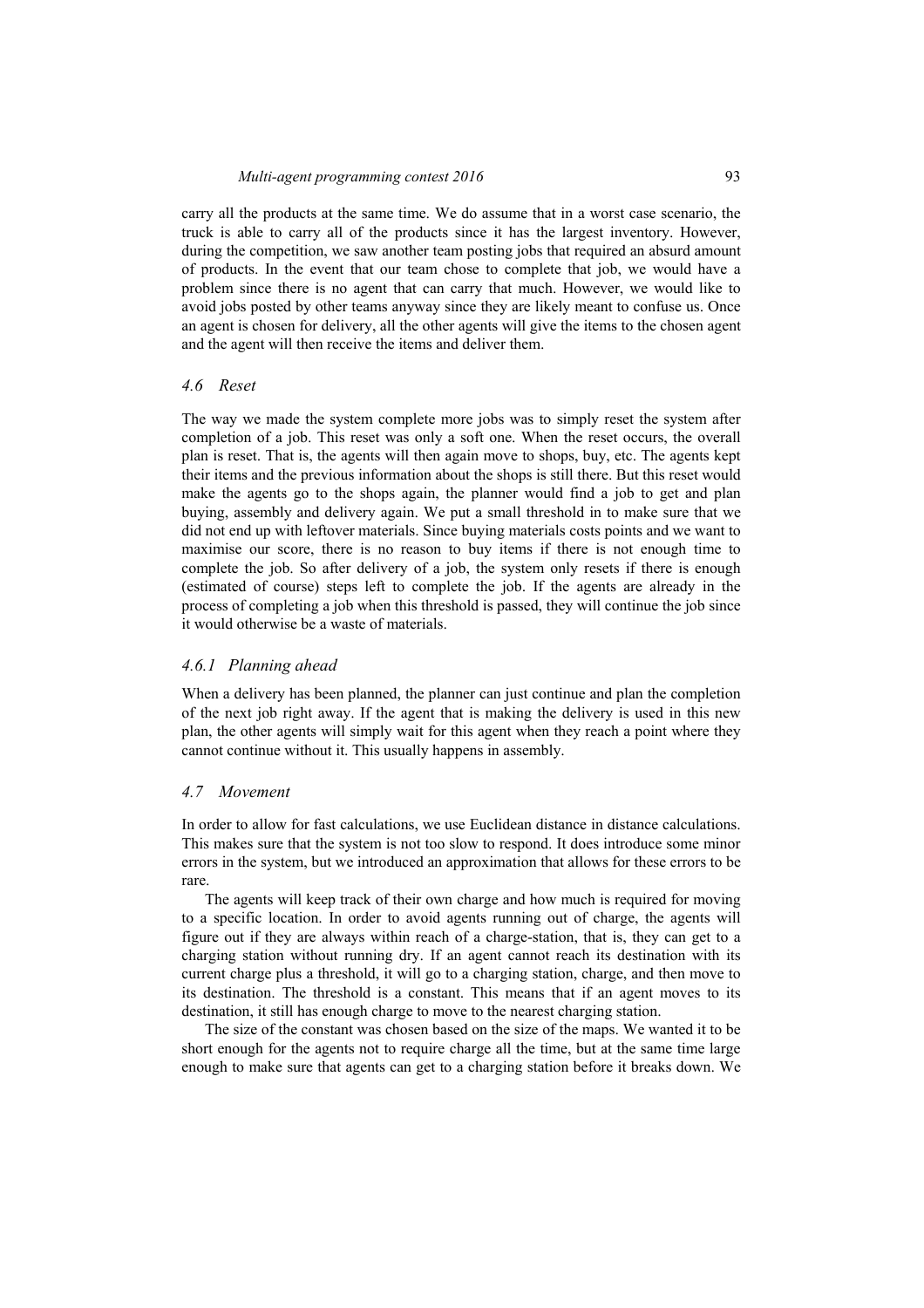carry all the products at the same time. We do assume that in a worst case scenario, the truck is able to carry all of the products since it has the largest inventory. However, during the competition, we saw another team posting jobs that required an absurd amount of products. In the event that our team chose to complete that job, we would have a problem since there is no agent that can carry that much. However, we would like to avoid jobs posted by other teams anyway since they are likely meant to confuse us. Once an agent is chosen for delivery, all the other agents will give the items to the chosen agent and the agent will then receive the items and deliver them.

### *4.6 Reset*

The way we made the system complete more jobs was to simply reset the system after completion of a job. This reset was only a soft one. When the reset occurs, the overall plan is reset. That is, the agents will then again move to shops, buy, etc. The agents kept their items and the previous information about the shops is still there. But this reset would make the agents go to the shops again, the planner would find a job to get and plan buying, assembly and delivery again. We put a small threshold in to make sure that we did not end up with leftover materials. Since buying materials costs points and we want to maximise our score, there is no reason to buy items if there is not enough time to complete the job. So after delivery of a job, the system only resets if there is enough (estimated of course) steps left to complete the job. If the agents are already in the process of completing a job when this threshold is passed, they will continue the job since it would otherwise be a waste of materials.

#### *4.6.1 Planning ahead*

When a delivery has been planned, the planner can just continue and plan the completion of the next job right away. If the agent that is making the delivery is used in this new plan, the other agents will simply wait for this agent when they reach a point where they cannot continue without it. This usually happens in assembly.

### *4.7 Movement*

In order to allow for fast calculations, we use Euclidean distance in distance calculations. This makes sure that the system is not too slow to respond. It does introduce some minor errors in the system, but we introduced an approximation that allows for these errors to be rare.

The agents will keep track of their own charge and how much is required for moving to a specific location. In order to avoid agents running out of charge, the agents will figure out if they are always within reach of a charge-station, that is, they can get to a charging station without running dry. If an agent cannot reach its destination with its current charge plus a threshold, it will go to a charging station, charge, and then move to its destination. The threshold is a constant. This means that if an agent moves to its destination, it still has enough charge to move to the nearest charging station.

The size of the constant was chosen based on the size of the maps. We wanted it to be short enough for the agents not to require charge all the time, but at the same time large enough to make sure that agents can get to a charging station before it breaks down. We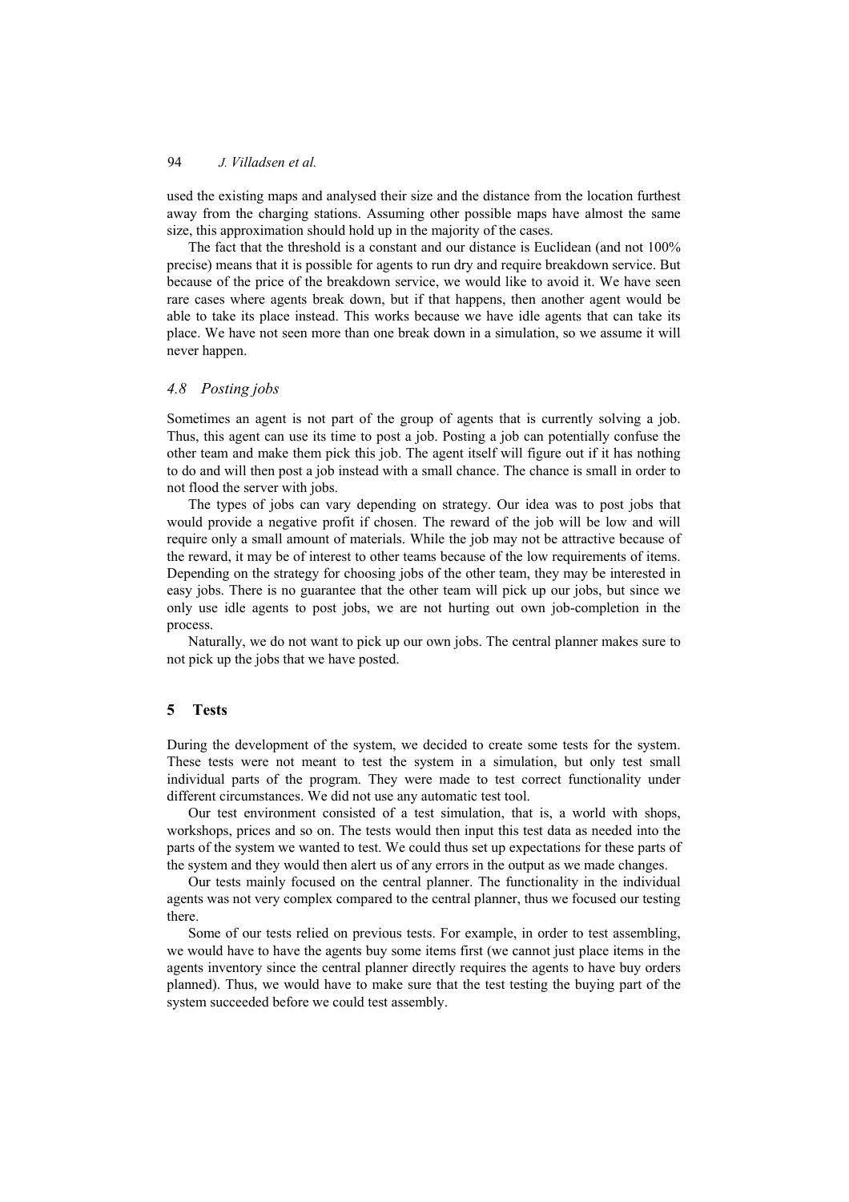used the existing maps and analysed their size and the distance from the location furthest away from the charging stations. Assuming other possible maps have almost the same size, this approximation should hold up in the majority of the cases.

The fact that the threshold is a constant and our distance is Euclidean (and not 100% precise) means that it is possible for agents to run dry and require breakdown service. But because of the price of the breakdown service, we would like to avoid it. We have seen rare cases where agents break down, but if that happens, then another agent would be able to take its place instead. This works because we have idle agents that can take its place. We have not seen more than one break down in a simulation, so we assume it will never happen.

### *4.8 Posting jobs*

Sometimes an agent is not part of the group of agents that is currently solving a job. Thus, this agent can use its time to post a job. Posting a job can potentially confuse the other team and make them pick this job. The agent itself will figure out if it has nothing to do and will then post a job instead with a small chance. The chance is small in order to not flood the server with jobs.

The types of jobs can vary depending on strategy. Our idea was to post jobs that would provide a negative profit if chosen. The reward of the job will be low and will require only a small amount of materials. While the job may not be attractive because of the reward, it may be of interest to other teams because of the low requirements of items. Depending on the strategy for choosing jobs of the other team, they may be interested in easy jobs. There is no guarantee that the other team will pick up our jobs, but since we only use idle agents to post jobs, we are not hurting out own job-completion in the process.

Naturally, we do not want to pick up our own jobs. The central planner makes sure to not pick up the jobs that we have posted.

## 5 Tests

During the development of the system, we decided to create some tests for the system. These tests were not meant to test the system in a simulation, but only test small individual parts of the program. They were made to test correct functionality under different circumstances. We did not use any automatic test tool.

Our test environment consisted of a test simulation, that is, a world with shops, workshops, prices and so on. The tests would then input this test data as needed into the parts of the system we wanted to test. We could thus set up expectations for these parts of the system and they would then alert us of any errors in the output as we made changes.

Our tests mainly focused on the central planner. The functionality in the individual agents was not very complex compared to the central planner, thus we focused our testing there.

Some of our tests relied on previous tests. For example, in order to test assembling, we would have to have the agents buy some items first (we cannot just place items in the agents inventory since the central planner directly requires the agents to have buy orders planned). Thus, we would have to make sure that the test testing the buying part of the system succeeded before we could test assembly.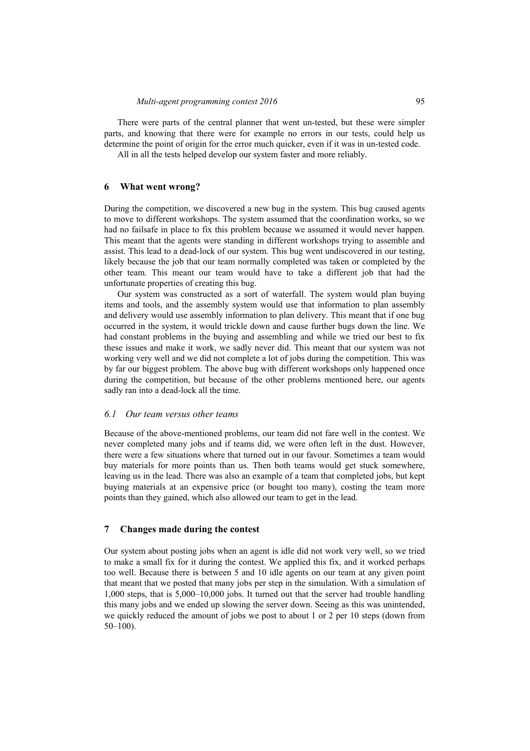There were parts of the central planner that went un-tested, but these were simpler parts, and knowing that there were for example no errors in our tests, could help us determine the point of origin for the error much quicker, even if it was in un-tested code.

All in all the tests helped develop our system faster and more reliably.

## 6 What went wrong?

During the competition, we discovered a new bug in the system. This bug caused agents to move to different workshops. The system assumed that the coordination works, so we had no failsafe in place to fix this problem because we assumed it would never happen. This meant that the agents were standing in different workshops trying to assemble and assist. This lead to a dead-lock of our system. This bug went undiscovered in our testing, likely because the job that our team normally completed was taken or completed by the other team. This meant our team would have to take a different job that had the unfortunate properties of creating this bug.

Our system was constructed as a sort of waterfall. The system would plan buying items and tools, and the assembly system would use that information to plan assembly and delivery would use assembly information to plan delivery. This meant that if one bug occurred in the system, it would trickle down and cause further bugs down the line. We had constant problems in the buying and assembling and while we tried our best to fix these issues and make it work, we sadly never did. This meant that our system was not working very well and we did not complete a lot of jobs during the competition. This was by far our biggest problem. The above bug with different workshops only happened once during the competition, but because of the other problems mentioned here, our agents sadly ran into a dead-lock all the time.

### 6.1 Our team versus other teams

Because of the above-mentioned problems, our team did not fare well in the contest. We never completed many jobs and if teams did, we were often left in the dust. However, there were a few situations where that turned out in our favour. Sometimes a team would buy materials for more points than us. Then both teams would get stuck somewhere, leaving us in the lead. There was also an example of a team that completed jobs, but kept buying materials at an expensive price (or bought too many), costing the team more points than they gained, which also allowed our team to get in the lead.

## 7 Changes made during the contest

Our system about posting jobs when an agent is idle did not work very well, so we tried to make a small fix for it during the contest. We applied this fix, and it worked perhaps too well. Because there is between 5 and 10 idle agents on our team at any given point that meant that we posted that many jobs per step in the simulation. With a simulation of 1,000 steps, that is 5,000–10,000 jobs. It turned out that the server had trouble handling this many jobs and we ended up slowing the server down. Seeing as this was unintended, we quickly reduced the amount of jobs we post to about 1 or 2 per 10 steps (down from 50–100).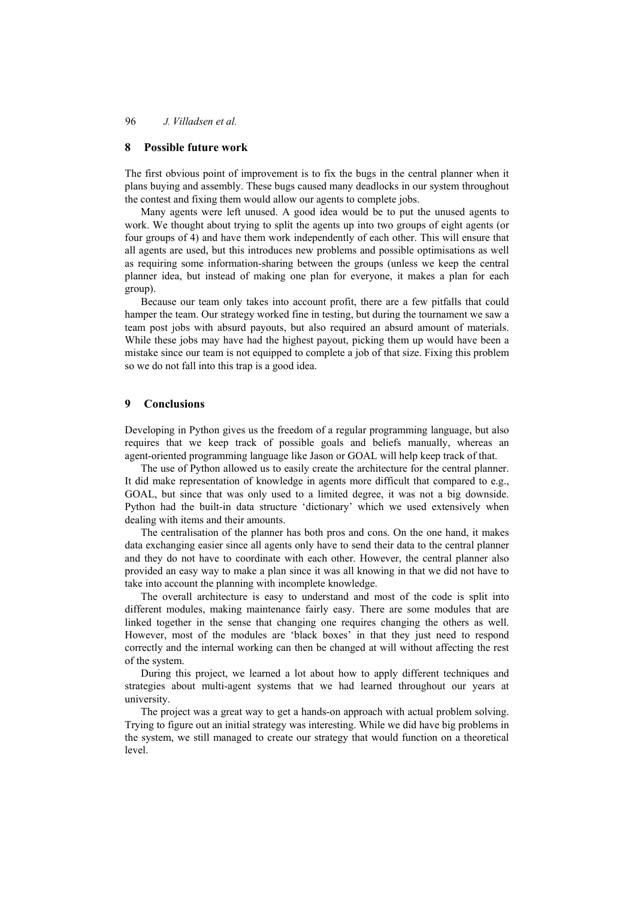## 8 Possible future work

The first obvious point of improvement is to fix the bugs in the central planner when it plans buying and assembly. These bugs caused many deadlocks in our system throughout the contest and fixing them would allow our agents to complete jobs.

Many agents were left unused. A good idea would be to put the unused agents to work. We thought about trying to split the agents up into two groups of eight agents (or four groups of 4) and have them work independently of each other. This will ensure that all agents are used, but this introduces new problems and possible optimisations as well as requiring some information-sharing between the groups (unless we keep the central planner idea, but instead of making one plan for everyone, it makes a plan for each group).

Because our team only takes into account profit, there are a few pitfalls that could hamper the team. Our strategy worked fine in testing, but during the tournament we saw a team post jobs with absurd payouts, but also required an absurd amount of materials. While these jobs may have had the highest payout, picking them up would have been a mistake since our team is not equipped to complete a job of that size. Fixing this problem so we do not fall into this trap is a good idea.

## 9 Conclusions

Developing in Python gives us the freedom of a regular programming language, but also requires that we keep track of possible goals and beliefs manually, whereas an agent-oriented programming language like Jason or GOAL will help keep track of that.

The use of Python allowed us to easily create the architecture for the central planner. It did make representation of knowledge in agents more difficult that compared to e.g., GOAL, but since that was only used to a limited degree, it was not a big downside. Python had the built-in data structure 'dictionary' which we used extensively when dealing with items and their amounts.

The centralisation of the planner has both pros and cons. On the one hand, it makes data exchanging easier since all agents only have to send their data to the central planner and they do not have to coordinate with each other. However, the central planner also provided an easy way to make a plan since it was all knowing in that we did not have to take into account the planning with incomplete knowledge.

The overall architecture is easy to understand and most of the code is split into different modules, making maintenance fairly easy. There are some modules that are linked together in the sense that changing one requires changing the others as well. However, most of the modules are 'black boxes' in that they just need to respond correctly and the internal working can then be changed at will without affecting the rest of the system.

During this project, we learned a lot about how to apply different techniques and strategies about multi-agent systems that we had learned throughout our years at university.

The project was a great way to get a hands-on approach with actual problem solving. Trying to figure out an initial strategy was interesting. While we did have big problems in the system, we still managed to create our strategy that would function on a theoretical level.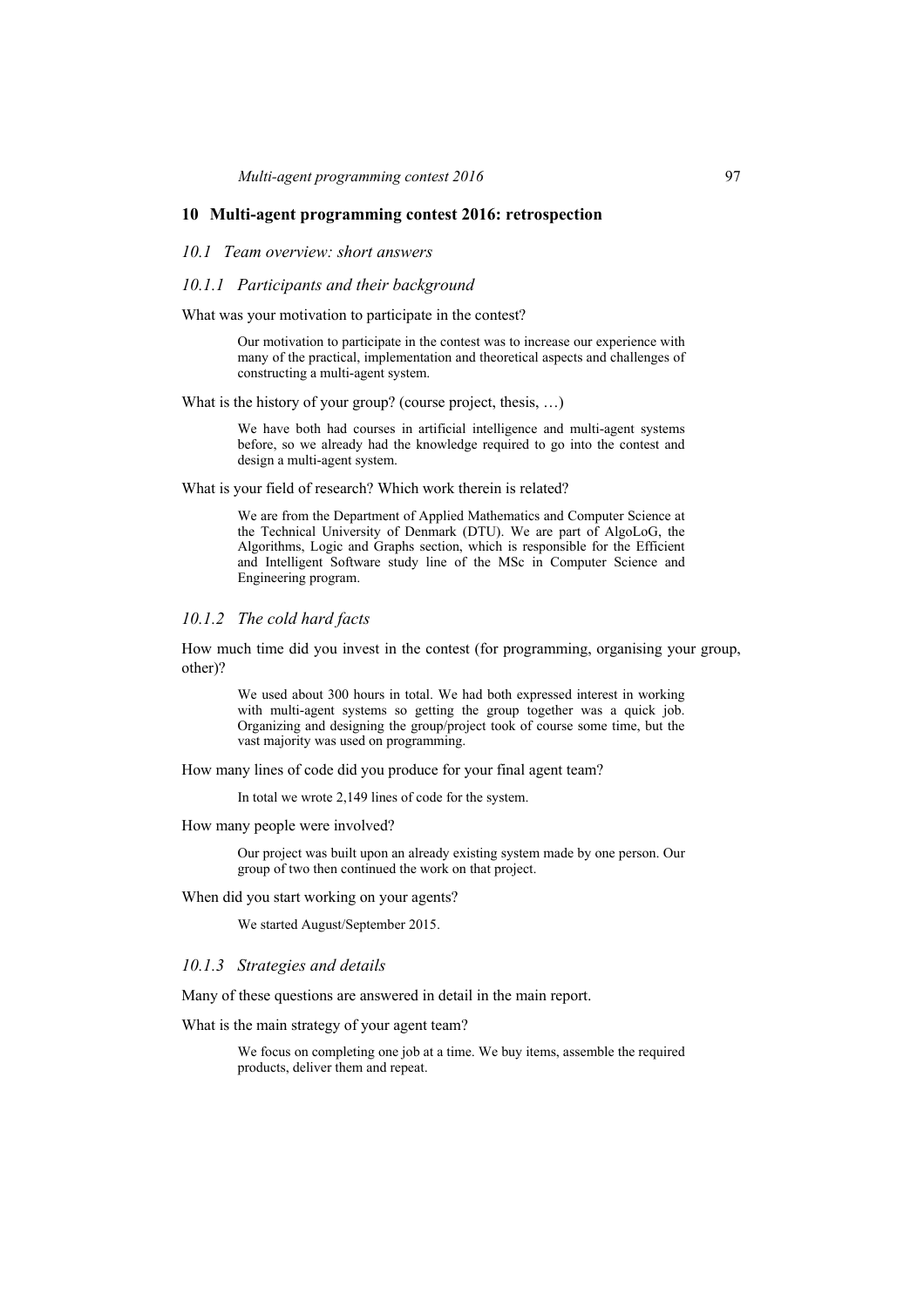## 10 Multi-agent programming contest 2016: retrospection

### 10.1 Team overview: short answers

#### 10.1.1 Participants and their background

What was your motivation to participate in the contest?

> Our motivation to participate in the contest was to increase our experience with many of the practical, implementation and theoretical aspects and challenges of constructing a multi-agent system.

What is the history of your group? (course project, thesis, …)

> We have both had courses in artificial intelligence and multi-agent systems before, so we already had the knowledge required to go into the contest and design a multi-agent system.

What is your field of research? Which work therein is related?

> We are from the Department of Applied Mathematics and Computer Science at the Technical University of Denmark (DTU). We are part of AlgoLoG, the Algorithms, Logic and Graphs section, which is responsible for the Efficient and Intelligent Software study line of the MSc in Computer Science and Engineering program.

#### 10.1.2 The cold hard facts

How much time did you invest in the contest (for programming, organising your group, other)?

> We used about 300 hours in total. We had both expressed interest in working with multi-agent systems so getting the group together was a quick job. Organizing and designing the group/project took of course some time, but the vast majority was used on programming.

How many lines of code did you produce for your final agent team?

> In total we wrote 2,149 lines of code for the system.

How many people were involved?

> Our project was built upon an already existing system made by one person. Our group of two then continued the work on that project.

When did you start working on your agents?

> We started August/September 2015.

#### 10.1.3 Strategies and details

Many of these questions are answered in detail in the main report.

What is the main strategy of your agent team?

> We focus on completing one job at a time. We buy items, assemble the required products, deliver them and repeat.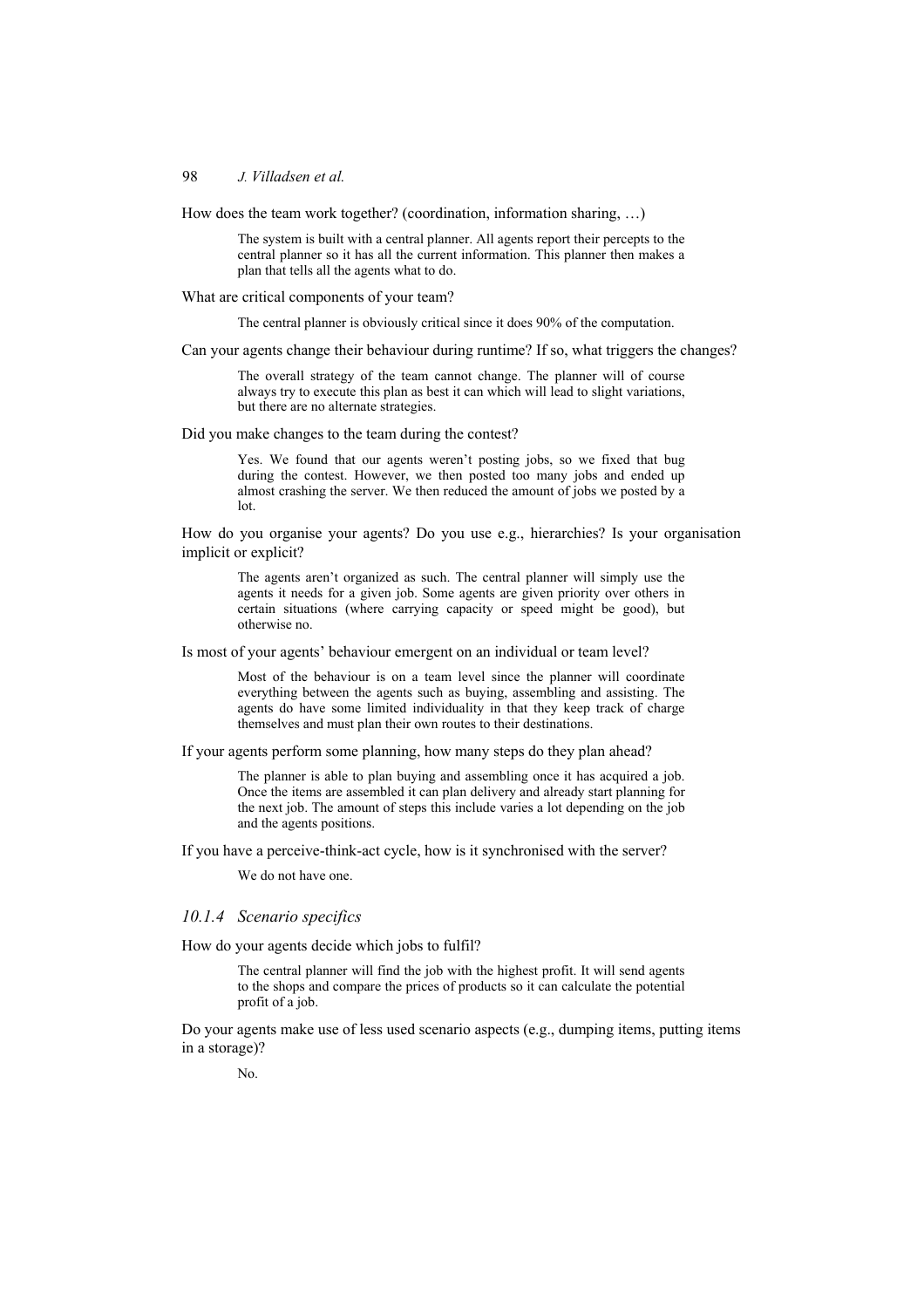How does the team work together? (coordination, information sharing, …)

> The system is built with a central planner. All agents report their percepts to the central planner so it has all the current information. This planner then makes a plan that tells all the agents what to do.

What are critical components of your team?

> The central planner is obviously critical since it does 90% of the computation.

Can your agents change their behaviour during runtime? If so, what triggers the changes?

> The overall strategy of the team cannot change. The planner will of course always try to execute this plan as best it can which will lead to slight variations, but there are no alternate strategies.

Did you make changes to the team during the contest?

> Yes. We found that our agents weren't posting jobs, so we fixed that bug during the contest. However, we then posted too many jobs and ended up almost crashing the server. We then reduced the amount of jobs we posted by a lot.

How do you organise your agents? Do you use e.g., hierarchies? Is your organisation implicit or explicit?

> The agents aren't organized as such. The central planner will simply use the agents it needs for a given job. Some agents are given priority over others in certain situations (where carrying capacity or speed might be good), but otherwise no.

Is most of your agents' behaviour emergent on an individual or team level?

> Most of the behaviour is on a team level since the planner will coordinate everything between the agents such as buying, assembling and assisting. The agents do have some limited individuality in that they keep track of charge themselves and must plan their own routes to their destinations.

If your agents perform some planning, how many steps do they plan ahead?

> The planner is able to plan buying and assembling once it has acquired a job. Once the items are assembled it can plan delivery and already start planning for the next job. The amount of steps this include varies a lot depending on the job and the agents positions.

If you have a perceive-think-act cycle, how is it synchronised with the server?

> We do not have one.

### *10.1.4 Scenario specifics*

How do your agents decide which jobs to fulfil?

> The central planner will find the job with the highest profit. It will send agents to the shops and compare the prices of products so it can calculate the potential profit of a job.

Do your agents make use of less used scenario aspects (e.g., dumping items, putting items in a storage)?

> No.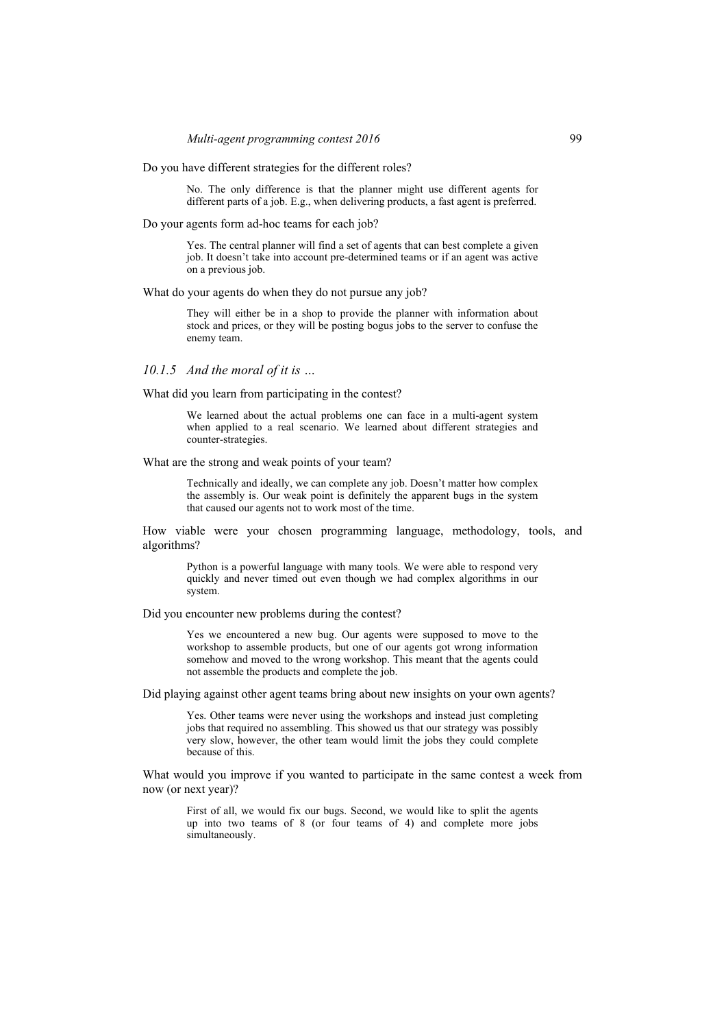Do you have different strategies for the different roles?

> No. The only difference is that the planner might use different agents for different parts of a job. E.g., when delivering products, a fast agent is preferred.

Do your agents form ad-hoc teams for each job?

> Yes. The central planner will find a set of agents that can best complete a given job. It doesn't take into account pre-determined teams or if an agent was active on a previous job.

What do your agents do when they do not pursue any job?

> They will either be in a shop to provide the planner with information about stock and prices, or they will be posting bogus jobs to the server to confuse the enemy team.

### *10.1.5 And the moral of it is …*

What did you learn from participating in the contest?

> We learned about the actual problems one can face in a multi-agent system when applied to a real scenario. We learned about different strategies and counter-strategies.

What are the strong and weak points of your team?

> Technically and ideally, we can complete any job. Doesn't matter how complex the assembly is. Our weak point is definitely the apparent bugs in the system that caused our agents not to work most of the time.

How viable were your chosen programming language, methodology, tools, and algorithms?

> Python is a powerful language with many tools. We were able to respond very quickly and never timed out even though we had complex algorithms in our system.

Did you encounter new problems during the contest?

> Yes we encountered a new bug. Our agents were supposed to move to the workshop to assemble products, but one of our agents got wrong information somehow and moved to the wrong workshop. This meant that the agents could not assemble the products and complete the job.

Did playing against other agent teams bring about new insights on your own agents?

> Yes. Other teams were never using the workshops and instead just completing jobs that required no assembling. This showed us that our strategy was possibly very slow, however, the other team would limit the jobs they could complete because of this.

What would you improve if you wanted to participate in the same contest a week from now (or next year)?

> First of all, we would fix our bugs. Second, we would like to split the agents up into two teams of 8 (or four teams of 4) and complete more jobs simultaneously.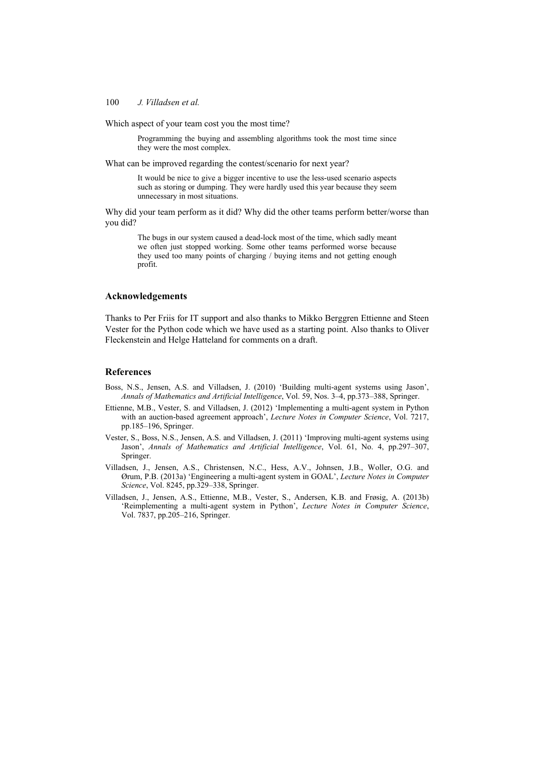Which aspect of your team cost you the most time?

> Programming the buying and assembling algorithms took the most time since they were the most complex.

What can be improved regarding the contest/scenario for next year?

> It would be nice to give a bigger incentive to use the less-used scenario aspects such as storing or dumping. They were hardly used this year because they seem unnecessary in most situations.

Why did your team perform as it did? Why did the other teams perform better/worse than you did?

> The bugs in our system caused a dead-lock most of the time, which sadly meant we often just stopped working. Some other teams performed worse because they used too many points of charging / buying items and not getting enough profit.

## Acknowledgements

Thanks to Per Friis for IT support and also thanks to Mikko Berggren Ettienne and Steen Vester for the Python code which we have used as a starting point. Also thanks to Oliver Fleckenstein and Helge Hatteland for comments on a draft.

## References

Boss, N.S., Jensen, A.S. and Villadsen, J. (2010) 'Building multi-agent systems using Jason', *Annals of Mathematics and Artificial Intelligence*, Vol. 59, Nos. 3–4, pp.373–388, Springer.

Ettienne, M.B., Vester, S. and Villadsen, J. (2012) 'Implementing a multi-agent system in Python with an auction-based agreement approach', *Lecture Notes in Computer Science*, Vol. 7217, pp.185–196, Springer.

Vester, S., Boss, N.S., Jensen, A.S. and Villadsen, J. (2011) 'Improving multi-agent systems using Jason', *Annals of Mathematics and Artificial Intelligence*, Vol. 61, No. 4, pp.297–307, Springer.

Villadsen, J., Jensen, A.S., Christensen, N.C., Hess, A.V., Johnsen, J.B., Woller, O.G. and Ørum, P.B. (2013a) 'Engineering a multi-agent system in GOAL', *Lecture Notes in Computer Science*, Vol. 8245, pp.329–338, Springer.

Villadsen, J., Jensen, A.S., Ettienne, M.B., Vester, S., Andersen, K.B. and Frøsig, A. (2013b) 'Reimplementing a multi-agent system in Python', *Lecture Notes in Computer Science*, Vol. 7837, pp.205–216, Springer.